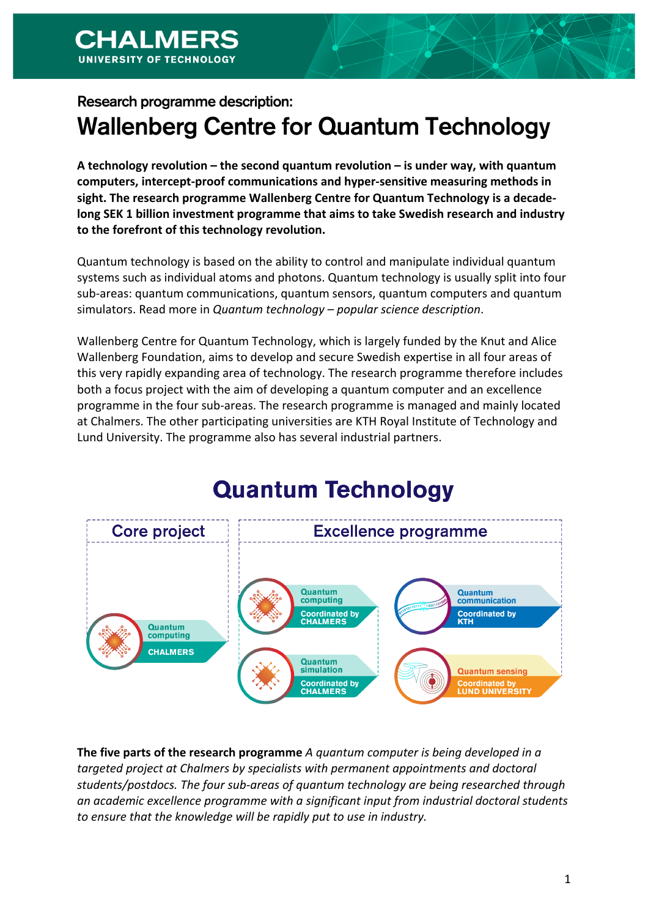**CHALMERS**
**UNIVERSITY OF TECHNOLOGY**

### Research programme description:

# Wallenberg Centre for Quantum Technology

**A technology revolution – the second quantum revolution – is under way, with quantum computers, intercept-proof communications and hyper-sensitive measuring methods in sight. The research programme Wallenberg Centre for Quantum Technology is a decade-long SEK 1 billion investment programme that aims to take Swedish research and industry to the forefront of this technology revolution.**

Quantum technology is based on the ability to control and manipulate individual quantum systems such as individual atoms and photons. Quantum technology is usually split into four sub-areas: quantum communications, quantum sensors, quantum computers and quantum simulators. Read more in *Quantum technology – popular science description*.

Wallenberg Centre for Quantum Technology, which is largely funded by the Knut and Alice Wallenberg Foundation, aims to develop and secure Swedish expertise in all four areas of this very rapidly expanding area of technology. The research programme therefore includes both a focus project with the aim of developing a quantum computer and an excellence programme in the four sub-areas. The research programme is managed and mainly located at Chalmers. The other participating universities are KTH Royal Institute of Technology and Lund University. The programme also has several industrial partners.

## Quantum Technology

**Core project**

- Quantum computing – CHALMERS

**Excellence programme**

- Quantum computing – Coordinated by CHALMERS
- Quantum communication – Coordinated by KTH
- Quantum simulation – Coordinated by CHALMERS
- Quantum sensing – Coordinated by LUND UNIVERSITY

**The five parts of the research programme** *A quantum computer is being developed in a targeted project at Chalmers by specialists with permanent appointments and doctoral students/postdocs. The four sub-areas of quantum technology are being researched through an academic excellence programme with a significant input from industrial doctoral students to ensure that the knowledge will be rapidly put to use in industry.*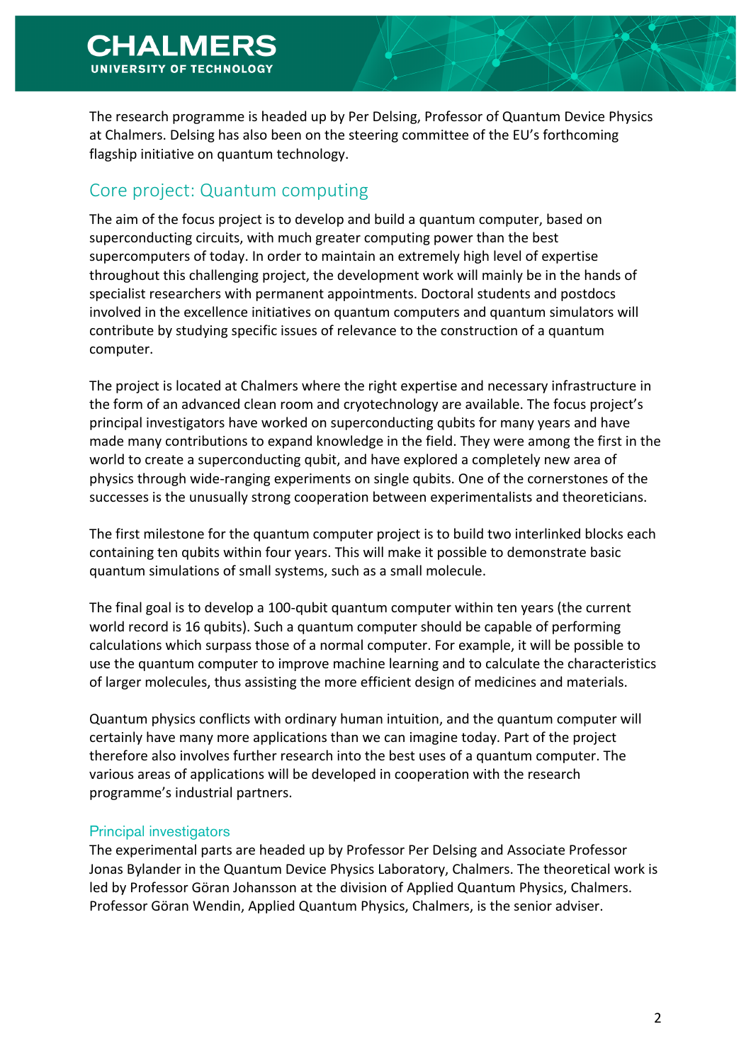The research programme is headed up by Per Delsing, Professor of Quantum Device Physics at Chalmers. Delsing has also been on the steering committee of the EU's forthcoming flagship initiative on quantum technology.

## Core project: Quantum computing

The aim of the focus project is to develop and build a quantum computer, based on superconducting circuits, with much greater computing power than the best supercomputers of today. In order to maintain an extremely high level of expertise throughout this challenging project, the development work will mainly be in the hands of specialist researchers with permanent appointments. Doctoral students and postdocs involved in the excellence initiatives on quantum computers and quantum simulators will contribute by studying specific issues of relevance to the construction of a quantum computer.

The project is located at Chalmers where the right expertise and necessary infrastructure in the form of an advanced clean room and cryotechnology are available. The focus project's principal investigators have worked on superconducting qubits for many years and have made many contributions to expand knowledge in the field. They were among the first in the world to create a superconducting qubit, and have explored a completely new area of physics through wide-ranging experiments on single qubits. One of the cornerstones of the successes is the unusually strong cooperation between experimentalists and theoreticians.

The first milestone for the quantum computer project is to build two interlinked blocks each containing ten qubits within four years. This will make it possible to demonstrate basic quantum simulations of small systems, such as a small molecule.

The final goal is to develop a 100-qubit quantum computer within ten years (the current world record is 16 qubits). Such a quantum computer should be capable of performing calculations which surpass those of a normal computer. For example, it will be possible to use the quantum computer to improve machine learning and to calculate the characteristics of larger molecules, thus assisting the more efficient design of medicines and materials.

Quantum physics conflicts with ordinary human intuition, and the quantum computer will certainly have many more applications than we can imagine today. Part of the project therefore also involves further research into the best uses of a quantum computer. The various areas of applications will be developed in cooperation with the research programme's industrial partners.

### Principal investigators

The experimental parts are headed up by Professor Per Delsing and Associate Professor Jonas Bylander in the Quantum Device Physics Laboratory, Chalmers. The theoretical work is led by Professor Göran Johansson at the division of Applied Quantum Physics, Chalmers. Professor Göran Wendin, Applied Quantum Physics, Chalmers, is the senior adviser.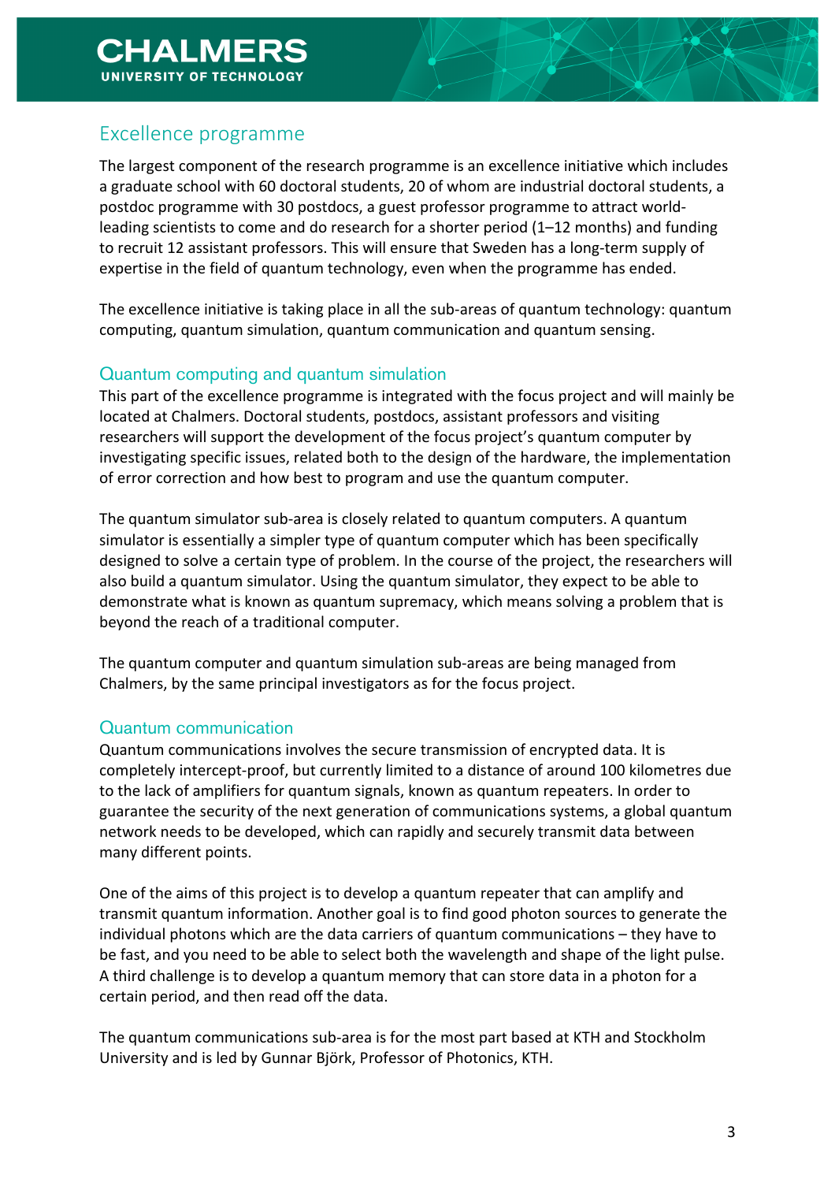## Excellence programme

The largest component of the research programme is an excellence initiative which includes a graduate school with 60 doctoral students, 20 of whom are industrial doctoral students, a postdoc programme with 30 postdocs, a guest professor programme to attract world-leading scientists to come and do research for a shorter period (1–12 months) and funding to recruit 12 assistant professors. This will ensure that Sweden has a long-term supply of expertise in the field of quantum technology, even when the programme has ended.

The excellence initiative is taking place in all the sub-areas of quantum technology: quantum computing, quantum simulation, quantum communication and quantum sensing.

### Quantum computing and quantum simulation

This part of the excellence programme is integrated with the focus project and will mainly be located at Chalmers. Doctoral students, postdocs, assistant professors and visiting researchers will support the development of the focus project's quantum computer by investigating specific issues, related both to the design of the hardware, the implementation of error correction and how best to program and use the quantum computer.

The quantum simulator sub-area is closely related to quantum computers. A quantum simulator is essentially a simpler type of quantum computer which has been specifically designed to solve a certain type of problem. In the course of the project, the researchers will also build a quantum simulator. Using the quantum simulator, they expect to be able to demonstrate what is known as quantum supremacy, which means solving a problem that is beyond the reach of a traditional computer.

The quantum computer and quantum simulation sub-areas are being managed from Chalmers, by the same principal investigators as for the focus project.

### Quantum communication

Quantum communications involves the secure transmission of encrypted data. It is completely intercept-proof, but currently limited to a distance of around 100 kilometres due to the lack of amplifiers for quantum signals, known as quantum repeaters. In order to guarantee the security of the next generation of communications systems, a global quantum network needs to be developed, which can rapidly and securely transmit data between many different points.

One of the aims of this project is to develop a quantum repeater that can amplify and transmit quantum information. Another goal is to find good photon sources to generate the individual photons which are the data carriers of quantum communications – they have to be fast, and you need to be able to select both the wavelength and shape of the light pulse. A third challenge is to develop a quantum memory that can store data in a photon for a certain period, and then read off the data.

The quantum communications sub-area is for the most part based at KTH and Stockholm University and is led by Gunnar Björk, Professor of Photonics, KTH.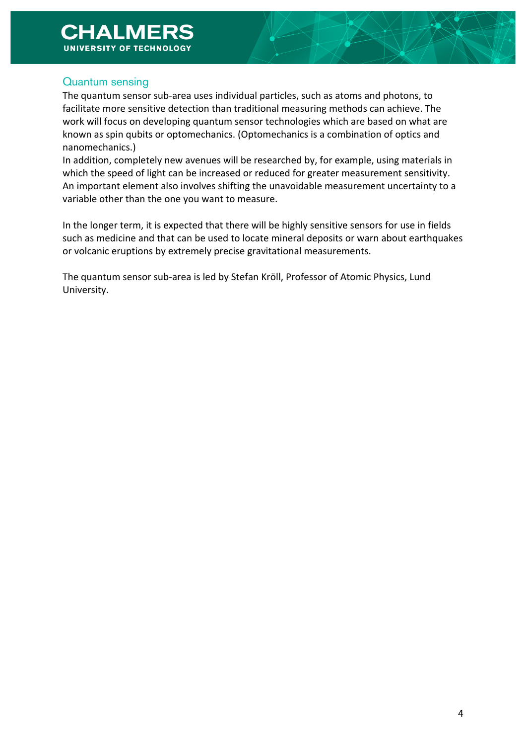## Quantum sensing

The quantum sensor sub-area uses individual particles, such as atoms and photons, to facilitate more sensitive detection than traditional measuring methods can achieve. The work will focus on developing quantum sensor technologies which are based on what are known as spin qubits or optomechanics. (Optomechanics is a combination of optics and nanomechanics.)
In addition, completely new avenues will be researched by, for example, using materials in which the speed of light can be increased or reduced for greater measurement sensitivity. An important element also involves shifting the unavoidable measurement uncertainty to a variable other than the one you want to measure.

In the longer term, it is expected that there will be highly sensitive sensors for use in fields such as medicine and that can be used to locate mineral deposits or warn about earthquakes or volcanic eruptions by extremely precise gravitational measurements.

The quantum sensor sub-area is led by Stefan Kröll, Professor of Atomic Physics, Lund University.